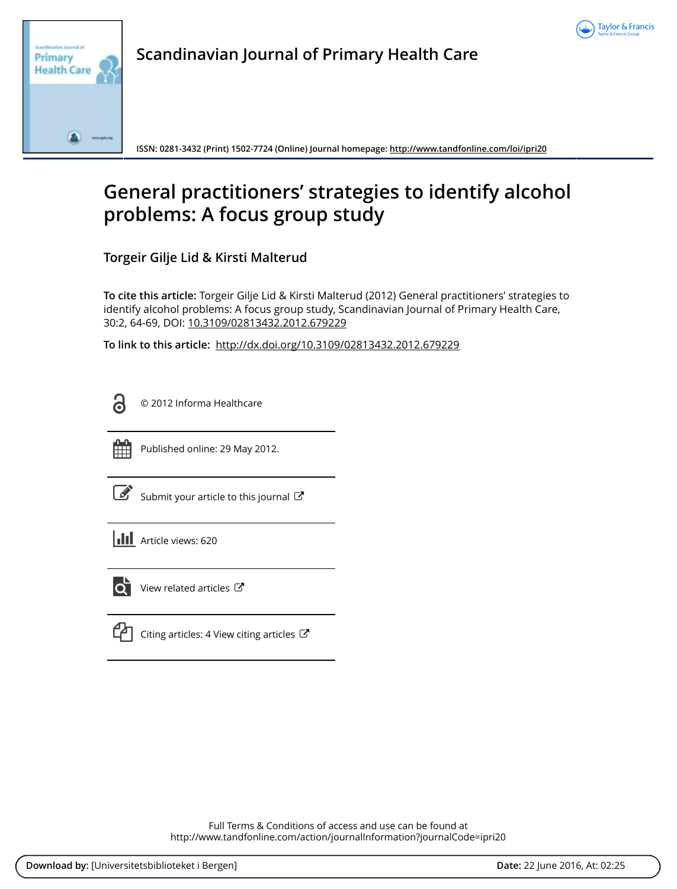# Scandinavian Journal of Primary Health Care

ISSN: 0281-3432 (Print) 1502-7724 (Online) Journal homepage: http://www.tandfonline.com/loi/ipri20

# General practitioners' strategies to identify alcohol problems: A focus group study

**Torgeir Gilje Lid & Kirsti Malterud**

**To cite this article:** Torgeir Gilje Lid & Kirsti Malterud (2012) General practitioners' strategies to identify alcohol problems: A focus group study, Scandinavian Journal of Primary Health Care, 30:2, 64-69, DOI: 10.3109/02813432.2012.679229

**To link to this article:** http://dx.doi.org/10.3109/02813432.2012.679229

© 2012 Informa Healthcare

Published online: 29 May 2012.

Submit your article to this journal

Article views: 620

View related articles

Citing articles: 4 View citing articles

Full Terms & Conditions of access and use can be found at
http://www.tandfonline.com/action/journalInformation?journalCode=ipri20

**Download by:** [Universitetsbiblioteket i Bergen] **Date:** 22 June 2016, At: 02:25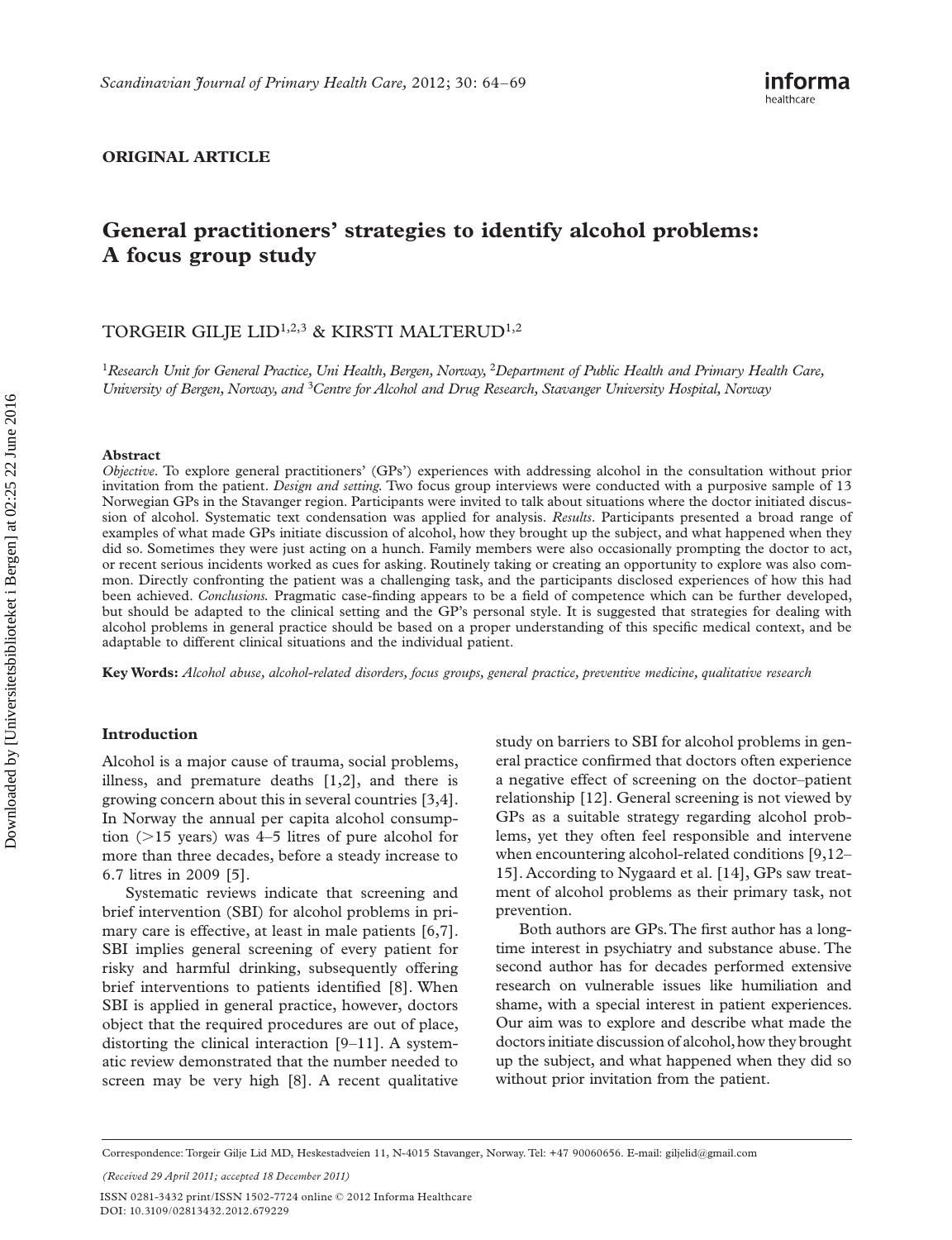**ORIGINAL ARTICLE**

# General practitioners' strategies to identify alcohol problems: A focus group study

TORGEIR GILJE LID[1,2,3] & KIRSTI MALTERUD[1,2]

[1]*Research Unit for General Practice, Uni Health, Bergen, Norway,* [2]*Department of Public Health and Primary Health Care, University of Bergen, Norway, and* [3]*Centre for Alcohol and Drug Research, Stavanger University Hospital, Norway*

### Abstract

*Objective.* To explore general practitioners' (GPs') experiences with addressing alcohol in the consultation without prior invitation from the patient. *Design and setting.* Two focus group interviews were conducted with a purposive sample of 13 Norwegian GPs in the Stavanger region. Participants were invited to talk about situations where the doctor initiated discussion of alcohol. Systematic text condensation was applied for analysis. *Results.* Participants presented a broad range of examples of what made GPs initiate discussion of alcohol, how they brought up the subject, and what happened when they did so. Sometimes they were just acting on a hunch. Family members were also occasionally prompting the doctor to act, or recent serious incidents worked as cues for asking. Routinely taking or creating an opportunity to explore was also common. Directly confronting the patient was a challenging task, and the participants disclosed experiences of how this had been achieved. *Conclusions.* Pragmatic case-finding appears to be a field of competence which can be further developed, but should be adapted to the clinical setting and the GP's personal style. It is suggested that strategies for dealing with alcohol problems in general practice should be based on a proper understanding of this specific medical context, and be adaptable to different clinical situations and the individual patient.

**Key Words:** *Alcohol abuse, alcohol-related disorders, focus groups, general practice, preventive medicine, qualitative research*

## Introduction

Alcohol is a major cause of trauma, social problems, illness, and premature deaths [1,2], and there is growing concern about this in several countries [3,4]. In Norway the annual per capita alcohol consumption (>15 years) was 4–5 litres of pure alcohol for more than three decades, before a steady increase to 6.7 litres in 2009 [5].

Systematic reviews indicate that screening and brief intervention (SBI) for alcohol problems in primary care is effective, at least in male patients [6,7]. SBI implies general screening of every patient for risky and harmful drinking, subsequently offering brief interventions to patients identified [8]. When SBI is applied in general practice, however, doctors object that the required procedures are out of place, distorting the clinical interaction [9–11]. A systematic review demonstrated that the number needed to screen may be very high [8]. A recent qualitative study on barriers to SBI for alcohol problems in general practice confirmed that doctors often experience a negative effect of screening on the doctor–patient relationship [12]. General screening is not viewed by GPs as a suitable strategy regarding alcohol problems, yet they often feel responsible and intervene when encountering alcohol-related conditions [9,12–15]. According to Nygaard et al. [14], GPs saw treatment of alcohol problems as their primary task, not prevention.

Both authors are GPs. The first author has a long-time interest in psychiatry and substance abuse. The second author has for decades performed extensive research on vulnerable issues like humiliation and shame, with a special interest in patient experiences. Our aim was to explore and describe what made the doctors initiate discussion of alcohol, how they brought up the subject, and what happened when they did so without prior invitation from the patient.

Correspondence: Torgeir Gilje Lid MD, Heskestadveien 11, N-4015 Stavanger, Norway. Tel: +47 90060656. E-mail: giljelid@gmail.com

*(Received 29 April 2011; accepted 18 December 2011)*

ISSN 0281-3432 print/ISSN 1502-7724 online © 2012 Informa Healthcare
DOI: 10.3109/02813432.2012.679229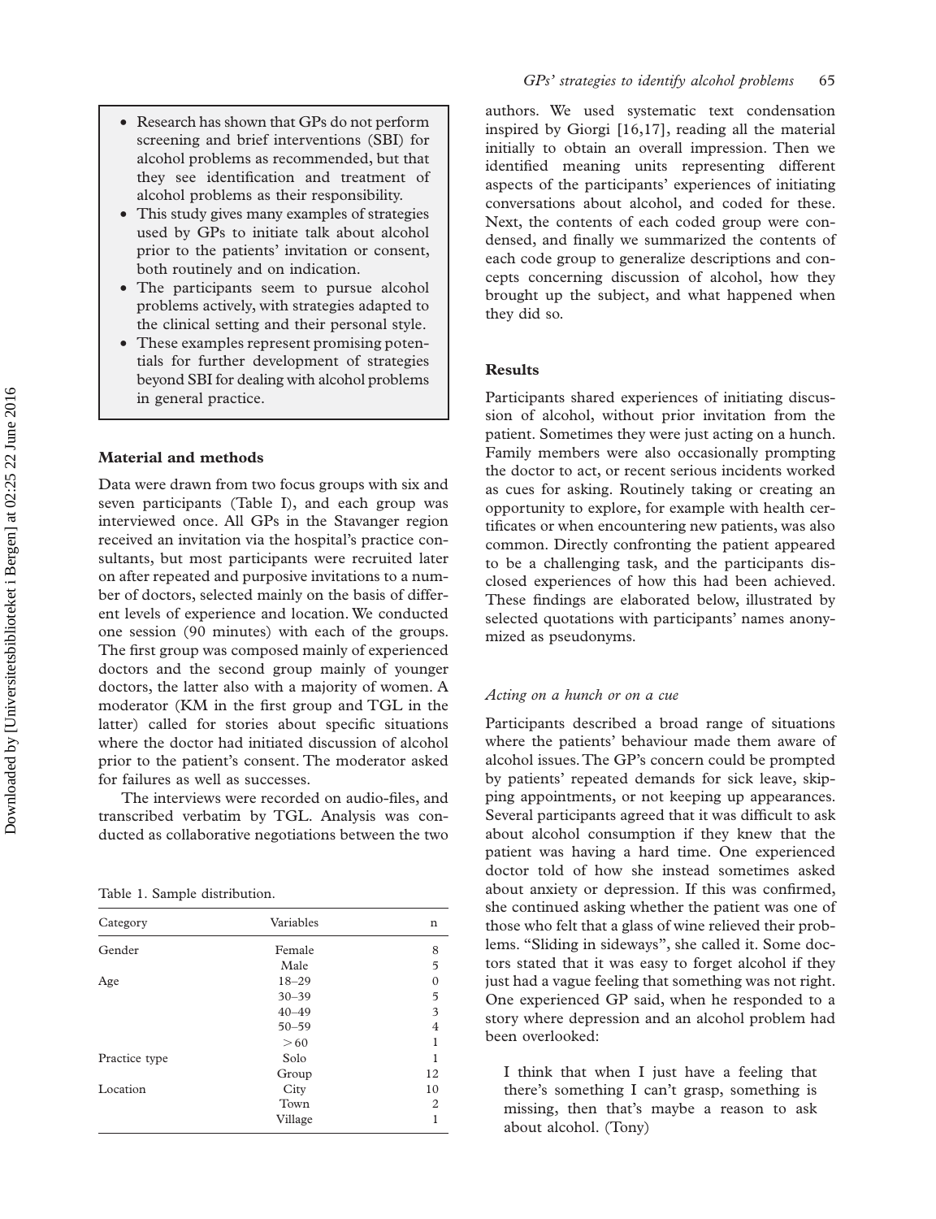- Research has shown that GPs do not perform screening and brief interventions (SBI) for alcohol problems as recommended, but that they see identification and treatment of alcohol problems as their responsibility.
- This study gives many examples of strategies used by GPs to initiate talk about alcohol prior to the patients' invitation or consent, both routinely and on indication.
- The participants seem to pursue alcohol problems actively, with strategies adapted to the clinical setting and their personal style.
- These examples represent promising potentials for further development of strategies beyond SBI for dealing with alcohol problems in general practice.

## Material and methods

Data were drawn from two focus groups with six and seven participants (Table I), and each group was interviewed once. All GPs in the Stavanger region received an invitation via the hospital's practice consultants, but most participants were recruited later on after repeated and purposive invitations to a number of doctors, selected mainly on the basis of different levels of experience and location. We conducted one session (90 minutes) with each of the groups. The first group was composed mainly of experienced doctors and the second group mainly of younger doctors, the latter also with a majority of women. A moderator (KM in the first group and TGL in the latter) called for stories about specific situations where the doctor had initiated discussion of alcohol prior to the patient's consent. The moderator asked for failures as well as successes.

The interviews were recorded on audio-files, and transcribed verbatim by TGL. Analysis was conducted as collaborative negotiations between the two authors. We used systematic text condensation inspired by Giorgi [16,17], reading all the material initially to obtain an overall impression. Then we identified meaning units representing different aspects of the participants' experiences of initiating conversations about alcohol, and coded for these. Next, the contents of each coded group were condensed, and finally we summarized the contents of each code group to generalize descriptions and concepts concerning discussion of alcohol, how they brought up the subject, and what happened when they did so.

Table 1. Sample distribution.

| Category | Variables | n |
|---|---|---|
| Gender | Female | 8 |
| | Male | 5 |
| Age | 18–29 | 0 |
| | 30–39 | 5 |
| | 40–49 | 3 |
| | 50–59 | 4 |
| | > 60 | 1 |
| Practice type | Solo | 1 |
| | Group | 12 |
| Location | City | 10 |
| | Town | 2 |
| | Village | 1 |

## Results

Participants shared experiences of initiating discussion of alcohol, without prior invitation from the patient. Sometimes they were just acting on a hunch. Family members were also occasionally prompting the doctor to act, or recent serious incidents worked as cues for asking. Routinely taking or creating an opportunity to explore, for example with health certificates or when encountering new patients, was also common. Directly confronting the patient appeared to be a challenging task, and the participants disclosed experiences of how this had been achieved. These findings are elaborated below, illustrated by selected quotations with participants' names anonymized as pseudonyms.

### *Acting on a hunch or on a cue*

Participants described a broad range of situations where the patients' behaviour made them aware of alcohol issues. The GP's concern could be prompted by patients' repeated demands for sick leave, skipping appointments, or not keeping up appearances. Several participants agreed that it was difficult to ask about alcohol consumption if they knew that the patient was having a hard time. One experienced doctor told of how she instead sometimes asked about anxiety or depression. If this was confirmed, she continued asking whether the patient was one of those who felt that a glass of wine relieved their problems. "Sliding in sideways", she called it. Some doctors stated that it was easy to forget alcohol if they just had a vague feeling that something was not right. One experienced GP said, when he responded to a story where depression and an alcohol problem had been overlooked:

> I think that when I just have a feeling that there's something I can't grasp, something is missing, then that's maybe a reason to ask about alcohol. (Tony)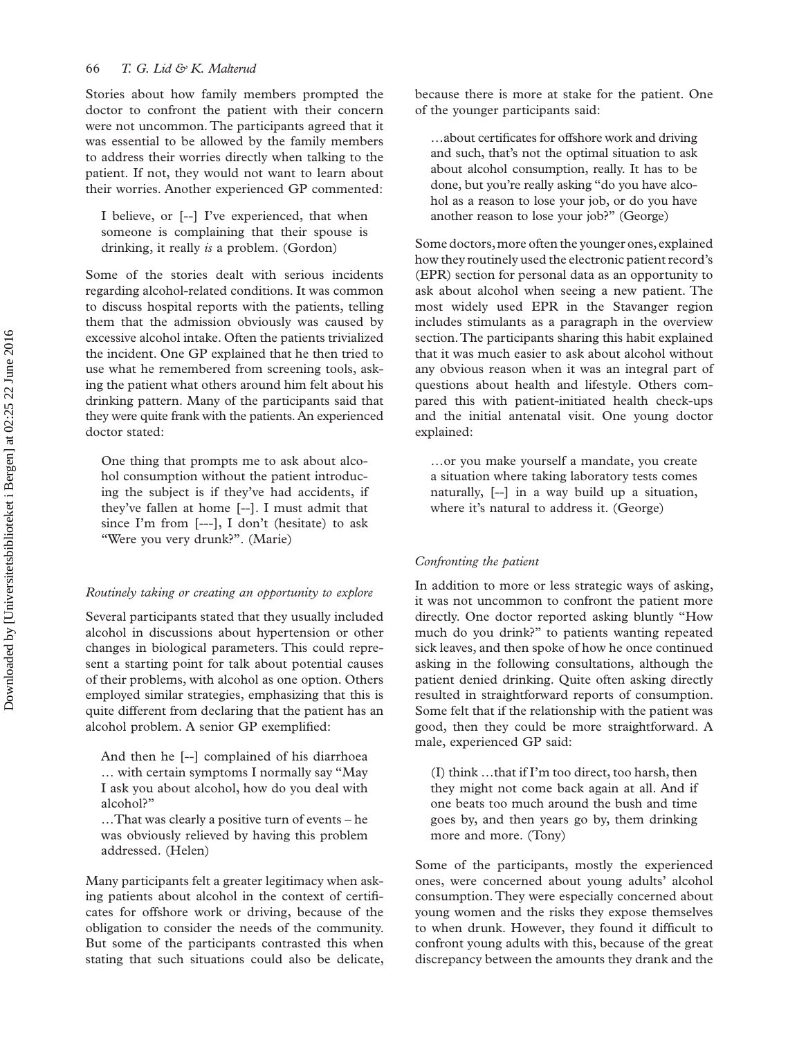Stories about how family members prompted the doctor to confront the patient with their concern were not uncommon. The participants agreed that it was essential to be allowed by the family members to address their worries directly when talking to the patient. If not, they would not want to learn about their worries. Another experienced GP commented:

> I believe, or [--] I've experienced, that when someone is complaining that their spouse is drinking, it really *is* a problem. (Gordon)

Some of the stories dealt with serious incidents regarding alcohol-related conditions. It was common to discuss hospital reports with the patients, telling them that the admission obviously was caused by excessive alcohol intake. Often the patients trivialized the incident. One GP explained that he then tried to use what he remembered from screening tools, asking the patient what others around him felt about his drinking pattern. Many of the participants said that they were quite frank with the patients. An experienced doctor stated:

> One thing that prompts me to ask about alcohol consumption without the patient introducing the subject is if they've had accidents, if they've fallen at home [--]. I must admit that since I'm from [---], I don't (hesitate) to ask "Were you very drunk?". (Marie)

### *Routinely taking or creating an opportunity to explore*

Several participants stated that they usually included alcohol in discussions about hypertension or other changes in biological parameters. This could represent a starting point for talk about potential causes of their problems, with alcohol as one option. Others employed similar strategies, emphasizing that this is quite different from declaring that the patient has an alcohol problem. A senior GP exemplified:

> And then he [--] complained of his diarrhoea … with certain symptoms I normally say "May I ask you about alcohol, how do you deal with alcohol?"
>
> …That was clearly a positive turn of events – he was obviously relieved by having this problem addressed. (Helen)

Many participants felt a greater legitimacy when asking patients about alcohol in the context of certificates for offshore work or driving, because of the obligation to consider the needs of the community. But some of the participants contrasted this when stating that such situations could also be delicate, because there is more at stake for the patient. One of the younger participants said:

> …about certificates for offshore work and driving and such, that's not the optimal situation to ask about alcohol consumption, really. It has to be done, but you're really asking "do you have alcohol as a reason to lose your job, or do you have another reason to lose your job?" (George)

Some doctors, more often the younger ones, explained how they routinely used the electronic patient record's (EPR) section for personal data as an opportunity to ask about alcohol when seeing a new patient. The most widely used EPR in the Stavanger region includes stimulants as a paragraph in the overview section. The participants sharing this habit explained that it was much easier to ask about alcohol without any obvious reason when it was an integral part of questions about health and lifestyle. Others compared this with patient-initiated health check-ups and the initial antenatal visit. One young doctor explained:

> …or you make yourself a mandate, you create a situation where taking laboratory tests comes naturally, [--] in a way build up a situation, where it's natural to address it. (George)

### *Confronting the patient*

In addition to more or less strategic ways of asking, it was not uncommon to confront the patient more directly. One doctor reported asking bluntly "How much do you drink?" to patients wanting repeated sick leaves, and then spoke of how he once continued asking in the following consultations, although the patient denied drinking. Quite often asking directly resulted in straightforward reports of consumption. Some felt that if the relationship with the patient was good, then they could be more straightforward. A male, experienced GP said:

> (I) think …that if I'm too direct, too harsh, then they might not come back again at all. And if one beats too much around the bush and time goes by, and then years go by, them drinking more and more. (Tony)

Some of the participants, mostly the experienced ones, were concerned about young adults' alcohol consumption. They were especially concerned about young women and the risks they expose themselves to when drunk. However, they found it difficult to confront young adults with this, because of the great discrepancy between the amounts they drank and the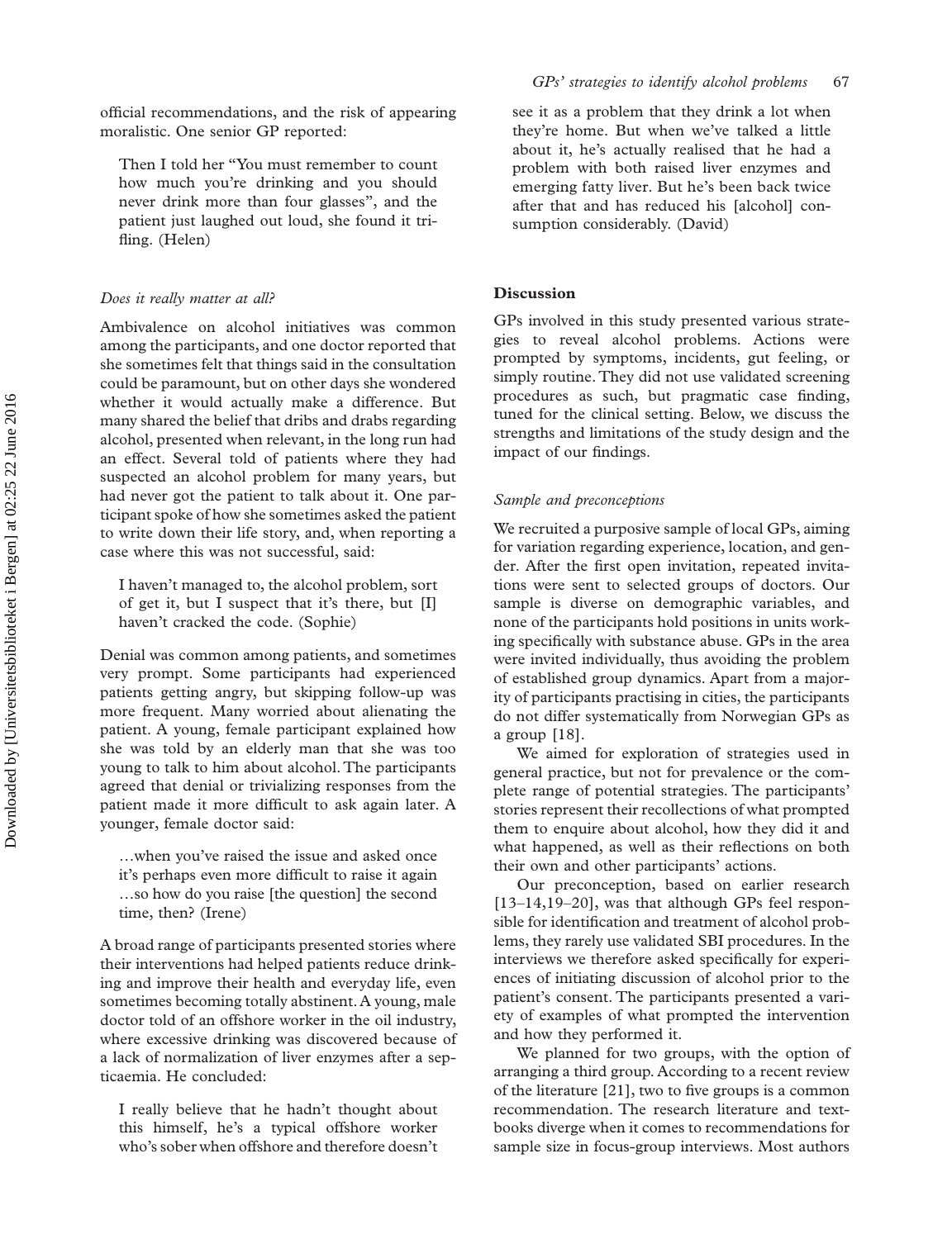official recommendations, and the risk of appearing moralistic. One senior GP reported:

> Then I told her "You must remember to count how much you're drinking and you should never drink more than four glasses", and the patient just laughed out loud, she found it trifling. (Helen)

### *Does it really matter at all?*

Ambivalence on alcohol initiatives was common among the participants, and one doctor reported that she sometimes felt that things said in the consultation could be paramount, but on other days she wondered whether it would actually make a difference. But many shared the belief that dribs and drabs regarding alcohol, presented when relevant, in the long run had an effect. Several told of patients where they had suspected an alcohol problem for many years, but had never got the patient to talk about it. One participant spoke of how she sometimes asked the patient to write down their life story, and, when reporting a case where this was not successful, said:

> I haven't managed to, the alcohol problem, sort of get it, but I suspect that it's there, but [I] haven't cracked the code. (Sophie)

Denial was common among patients, and sometimes very prompt. Some participants had experienced patients getting angry, but skipping follow-up was more frequent. Many worried about alienating the patient. A young, female participant explained how she was told by an elderly man that she was too young to talk to him about alcohol. The participants agreed that denial or trivializing responses from the patient made it more difficult to ask again later. A younger, female doctor said:

> …when you've raised the issue and asked once it's perhaps even more difficult to raise it again …so how do you raise [the question] the second time, then? (Irene)

A broad range of participants presented stories where their interventions had helped patients reduce drinking and improve their health and everyday life, even sometimes becoming totally abstinent. A young, male doctor told of an offshore worker in the oil industry, where excessive drinking was discovered because of a lack of normalization of liver enzymes after a septicaemia. He concluded:

> I really believe that he hadn't thought about this himself, he's a typical offshore worker who's sober when offshore and therefore doesn't see it as a problem that they drink a lot when they're home. But when we've talked a little about it, he's actually realised that he had a problem with both raised liver enzymes and emerging fatty liver. But he's been back twice after that and has reduced his [alcohol] consumption considerably. (David)

## Discussion

GPs involved in this study presented various strategies to reveal alcohol problems. Actions were prompted by symptoms, incidents, gut feeling, or simply routine. They did not use validated screening procedures as such, but pragmatic case finding, tuned for the clinical setting. Below, we discuss the strengths and limitations of the study design and the impact of our findings.

### *Sample and preconceptions*

We recruited a purposive sample of local GPs, aiming for variation regarding experience, location, and gender. After the first open invitation, repeated invitations were sent to selected groups of doctors. Our sample is diverse on demographic variables, and none of the participants hold positions in units working specifically with substance abuse. GPs in the area were invited individually, thus avoiding the problem of established group dynamics. Apart from a majority of participants practising in cities, the participants do not differ systematically from Norwegian GPs as a group [18].

We aimed for exploration of strategies used in general practice, but not for prevalence or the complete range of potential strategies. The participants' stories represent their recollections of what prompted them to enquire about alcohol, how they did it and what happened, as well as their reflections on both their own and other participants' actions.

Our preconception, based on earlier research [13–14,19–20], was that although GPs feel responsible for identification and treatment of alcohol problems, they rarely use validated SBI procedures. In the interviews we therefore asked specifically for experiences of initiating discussion of alcohol prior to the patient's consent. The participants presented a variety of examples of what prompted the intervention and how they performed it.

We planned for two groups, with the option of arranging a third group. According to a recent review of the literature [21], two to five groups is a common recommendation. The research literature and textbooks diverge when it comes to recommendations for sample size in focus-group interviews. Most authors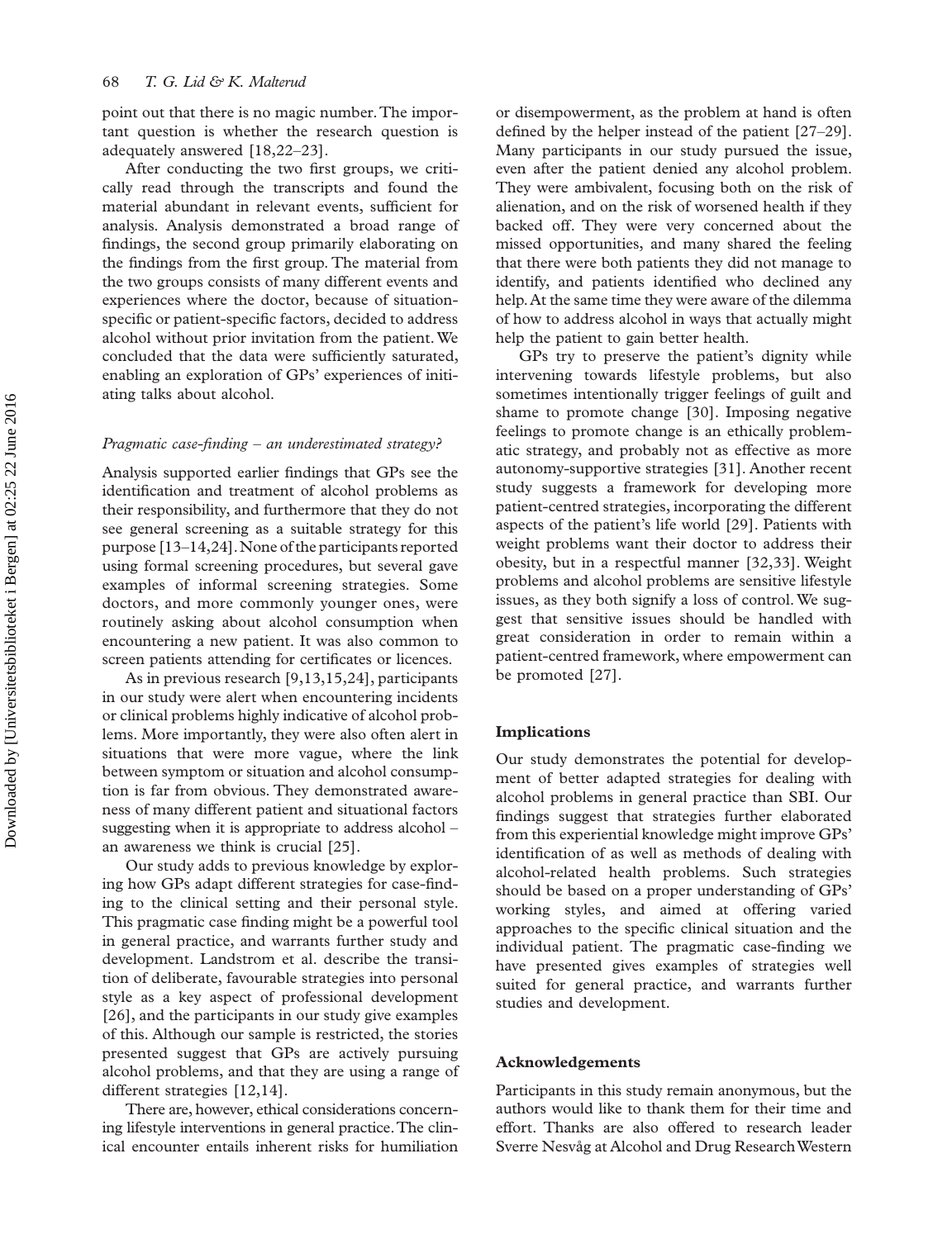point out that there is no magic number. The important question is whether the research question is adequately answered [18,22–23].

After conducting the two first groups, we critically read through the transcripts and found the material abundant in relevant events, sufficient for analysis. Analysis demonstrated a broad range of findings, the second group primarily elaborating on the findings from the first group. The material from the two groups consists of many different events and experiences where the doctor, because of situation-specific or patient-specific factors, decided to address alcohol without prior invitation from the patient. We concluded that the data were sufficiently saturated, enabling an exploration of GPs' experiences of initiating talks about alcohol.

*Pragmatic case-finding – an underestimated strategy?*

Analysis supported earlier findings that GPs see the identification and treatment of alcohol problems as their responsibility, and furthermore that they do not see general screening as a suitable strategy for this purpose [13–14,24]. None of the participants reported using formal screening procedures, but several gave examples of informal screening strategies. Some doctors, and more commonly younger ones, were routinely asking about alcohol consumption when encountering a new patient. It was also common to screen patients attending for certificates or licences.

As in previous research [9,13,15,24], participants in our study were alert when encountering incidents or clinical problems highly indicative of alcohol problems. More importantly, they were also often alert in situations that were more vague, where the link between symptom or situation and alcohol consumption is far from obvious. They demonstrated awareness of many different patient and situational factors suggesting when it is appropriate to address alcohol – an awareness we think is crucial [25].

Our study adds to previous knowledge by exploring how GPs adapt different strategies for case-finding to the clinical setting and their personal style. This pragmatic case finding might be a powerful tool in general practice, and warrants further study and development. Landstrom et al. describe the transition of deliberate, favourable strategies into personal style as a key aspect of professional development [26], and the participants in our study give examples of this. Although our sample is restricted, the stories presented suggest that GPs are actively pursuing alcohol problems, and that they are using a range of different strategies [12,14].

There are, however, ethical considerations concerning lifestyle interventions in general practice. The clinical encounter entails inherent risks for humiliation or disempowerment, as the problem at hand is often defined by the helper instead of the patient [27–29]. Many participants in our study pursued the issue, even after the patient denied any alcohol problem. They were ambivalent, focusing both on the risk of alienation, and on the risk of worsened health if they backed off. They were very concerned about the missed opportunities, and many shared the feeling that there were both patients they did not manage to identify, and patients identified who declined any help. At the same time they were aware of the dilemma of how to address alcohol in ways that actually might help the patient to gain better health.

GPs try to preserve the patient's dignity while intervening towards lifestyle problems, but also sometimes intentionally trigger feelings of guilt and shame to promote change [30]. Imposing negative feelings to promote change is an ethically problematic strategy, and probably not as effective as more autonomy-supportive strategies [31]. Another recent study suggests a framework for developing more patient-centred strategies, incorporating the different aspects of the patient's life world [29]. Patients with weight problems want their doctor to address their obesity, but in a respectful manner [32,33]. Weight problems and alcohol problems are sensitive lifestyle issues, as they both signify a loss of control. We suggest that sensitive issues should be handled with great consideration in order to remain within a patient-centred framework, where empowerment can be promoted [27].

## Implications

Our study demonstrates the potential for development of better adapted strategies for dealing with alcohol problems in general practice than SBI. Our findings suggest that strategies further elaborated from this experiential knowledge might improve GPs' identification of as well as methods of dealing with alcohol-related health problems. Such strategies should be based on a proper understanding of GPs' working styles, and aimed at offering varied approaches to the specific clinical situation and the individual patient. The pragmatic case-finding we have presented gives examples of strategies well suited for general practice, and warrants further studies and development.

## Acknowledgements

Participants in this study remain anonymous, but the authors would like to thank them for their time and effort. Thanks are also offered to research leader Sverre Nesvåg at Alcohol and Drug Research Western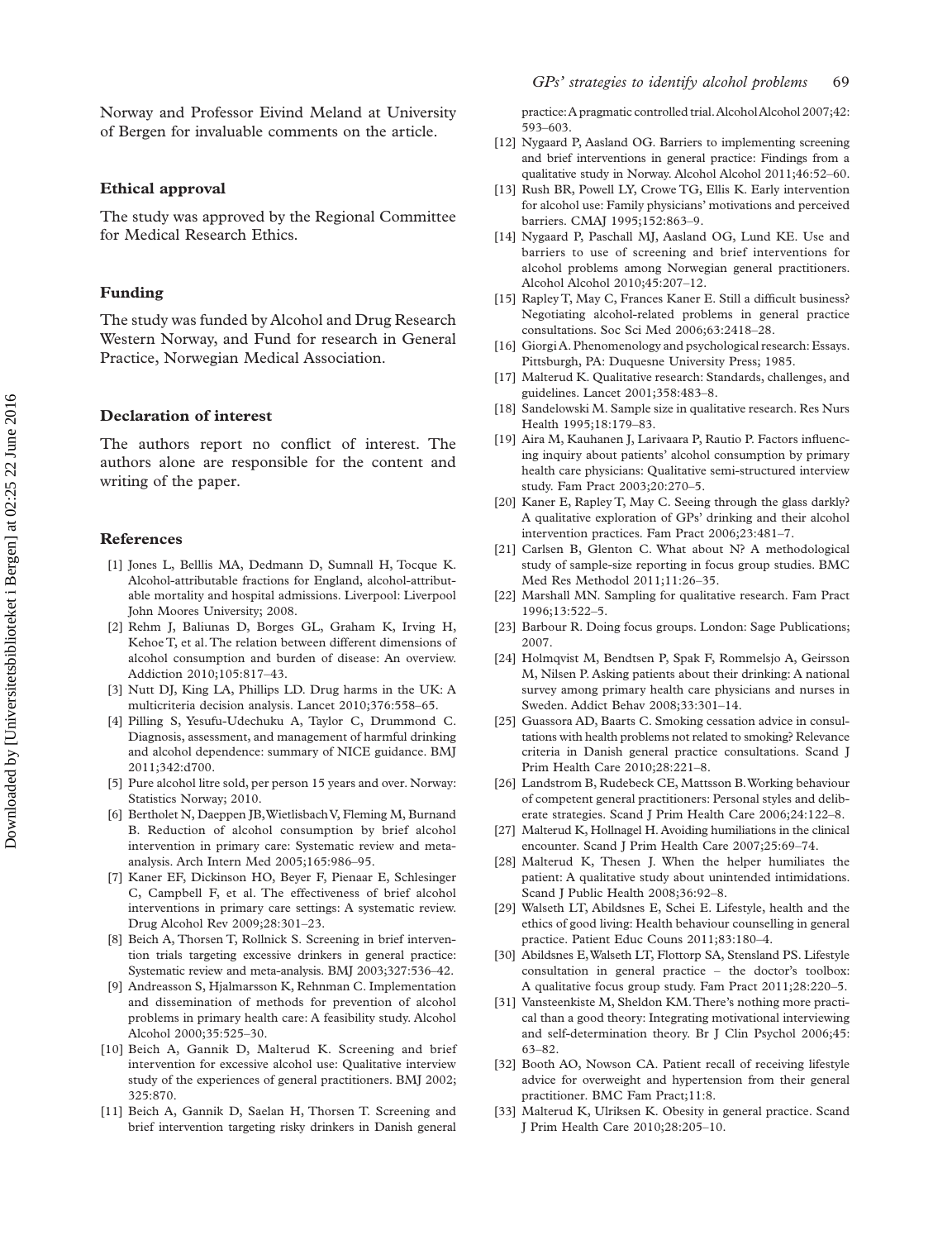Norway and Professor Eivind Meland at University of Bergen for invaluable comments on the article.

## Ethical approval

The study was approved by the Regional Committee for Medical Research Ethics.

## Funding

The study was funded by Alcohol and Drug Research Western Norway, and Fund for research in General Practice, Norwegian Medical Association.

## Declaration of interest

The authors report no conflict of interest. The authors alone are responsible for the content and writing of the paper.

## References

[1] Jones L, Belllis MA, Dedmann D, Sumnall H, Tocque K. Alcohol-attributable fractions for England, alcohol-attributable mortality and hospital admissions. Liverpool: Liverpool John Moores University; 2008.

[2] Rehm J, Baliunas D, Borges GL, Graham K, Irving H, Kehoe T, et al. The relation between different dimensions of alcohol consumption and burden of disease: An overview. Addiction 2010;105:817–43.

[3] Nutt DJ, King LA, Phillips LD. Drug harms in the UK: A multicriteria decision analysis. Lancet 2010;376:558–65.

[4] Pilling S, Yesufu-Udechuku A, Taylor C, Drummond C. Diagnosis, assessment, and management of harmful drinking and alcohol dependence: summary of NICE guidance. BMJ 2011;342:d700.

[5] Pure alcohol litre sold, per person 15 years and over. Norway: Statistics Norway; 2010.

[6] Bertholet N, Daeppen JB, Wietlisbach V, Fleming M, Burnand B. Reduction of alcohol consumption by brief alcohol intervention in primary care: Systematic review and meta-analysis. Arch Intern Med 2005;165:986–95.

[7] Kaner EF, Dickinson HO, Beyer F, Pienaar E, Schlesinger C, Campbell F, et al. The effectiveness of brief alcohol interventions in primary care settings: A systematic review. Drug Alcohol Rev 2009;28:301–23.

[8] Beich A, Thorsen T, Rollnick S. Screening in brief intervention trials targeting excessive drinkers in general practice: Systematic review and meta-analysis. BMJ 2003;327:536–42.

[9] Andreasson S, Hjalmarsson K, Rehnman C. Implementation and dissemination of methods for prevention of alcohol problems in primary health care: A feasibility study. Alcohol Alcohol 2000;35:525–30.

[10] Beich A, Gannik D, Malterud K. Screening and brief intervention for excessive alcohol use: Qualitative interview study of the experiences of general practitioners. BMJ 2002; 325:870.

[11] Beich A, Gannik D, Saelan H, Thorsen T. Screening and brief intervention targeting risky drinkers in Danish general practice: A pragmatic controlled trial. Alcohol Alcohol 2007;42: 593–603.

[12] Nygaard P, Aasland OG. Barriers to implementing screening and brief interventions in general practice: Findings from a qualitative study in Norway. Alcohol Alcohol 2011;46:52–60.

[13] Rush BR, Powell LY, Crowe TG, Ellis K. Early intervention for alcohol use: Family physicians' motivations and perceived barriers. CMAJ 1995;152:863–9.

[14] Nygaard P, Paschall MJ, Aasland OG, Lund KE. Use and barriers to use of screening and brief interventions for alcohol problems among Norwegian general practitioners. Alcohol Alcohol 2010;45:207–12.

[15] Rapley T, May C, Frances Kaner E. Still a difficult business? Negotiating alcohol-related problems in general practice consultations. Soc Sci Med 2006;63:2418–28.

[16] Giorgi A. Phenomenology and psychological research: Essays. Pittsburgh, PA: Duquesne University Press; 1985.

[17] Malterud K. Qualitative research: Standards, challenges, and guidelines. Lancet 2001;358:483–8.

[18] Sandelowski M. Sample size in qualitative research. Res Nurs Health 1995;18:179–83.

[19] Aira M, Kauhanen J, Larivaara P, Rautio P. Factors influencing inquiry about patients' alcohol consumption by primary health care physicians: Qualitative semi-structured interview study. Fam Pract 2003;20:270–5.

[20] Kaner E, Rapley T, May C. Seeing through the glass darkly? A qualitative exploration of GPs' drinking and their alcohol intervention practices. Fam Pract 2006;23:481–7.

[21] Carlsen B, Glenton C. What about N? A methodological study of sample-size reporting in focus group studies. BMC Med Res Methodol 2011;11:26–35.

[22] Marshall MN. Sampling for qualitative research. Fam Pract 1996;13:522–5.

[23] Barbour R. Doing focus groups. London: Sage Publications; 2007.

[24] Holmqvist M, Bendtsen P, Spak F, Rommelsjo A, Geirsson M, Nilsen P. Asking patients about their drinking: A national survey among primary health care physicians and nurses in Sweden. Addict Behav 2008;33:301–14.

[25] Guassora AD, Baarts C. Smoking cessation advice in consultations with health problems not related to smoking? Relevance criteria in Danish general practice consultations. Scand J Prim Health Care 2010;28:221–8.

[26] Landstrom B, Rudebeck CE, Mattsson B. Working behaviour of competent general practitioners: Personal styles and deliberate strategies. Scand J Prim Health Care 2006;24:122–8.

[27] Malterud K, Hollnagel H. Avoiding humiliations in the clinical encounter. Scand J Prim Health Care 2007;25:69–74.

[28] Malterud K, Thesen J. When the helper humiliates the patient: A qualitative study about unintended intimidations. Scand J Public Health 2008;36:92–8.

[29] Walseth LT, Abildsnes E, Schei E. Lifestyle, health and the ethics of good living: Health behaviour counselling in general practice. Patient Educ Couns 2011;83:180–4.

[30] Abildsnes E, Walseth LT, Flottorp SA, Stensland PS. Lifestyle consultation in general practice – the doctor's toolbox: A qualitative focus group study. Fam Pract 2011;28:220–5.

[31] Vansteenkiste M, Sheldon KM. There's nothing more practical than a good theory: Integrating motivational interviewing and self-determination theory. Br J Clin Psychol 2006;45: 63–82.

[32] Booth AO, Nowson CA. Patient recall of receiving lifestyle advice for overweight and hypertension from their general practitioner. BMC Fam Pract;11:8.

[33] Malterud K, Ulriksen K. Obesity in general practice. Scand J Prim Health Care 2010;28:205–10.